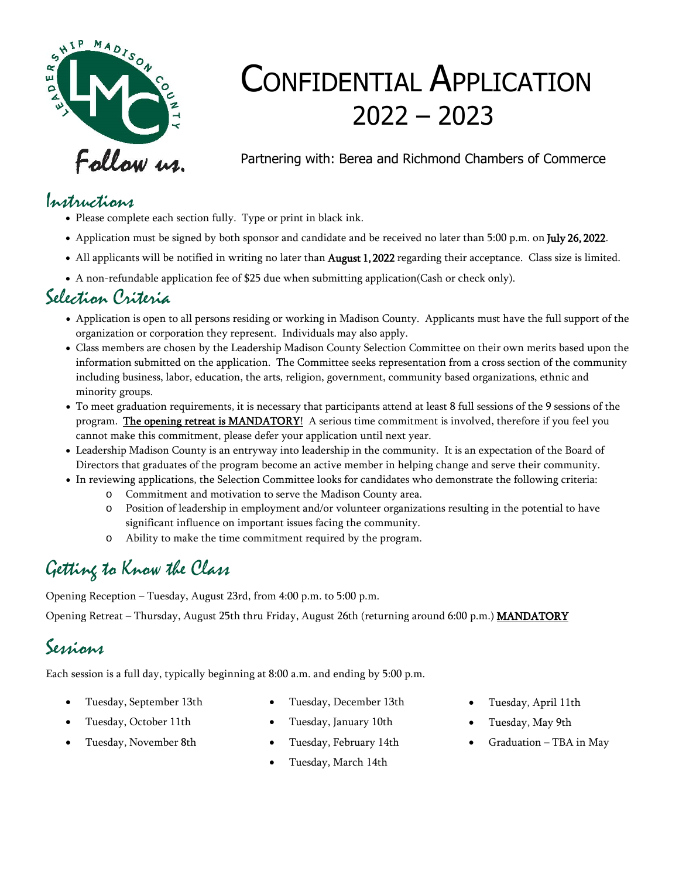LEADERSHIP MADISON COUNTY

LMC

Follow us.

# Confidential Application 2022 – 2023

Partnering with: Berea and Richmond Chambers of Commerce

## Instructions

- Please complete each section fully. Type or print in black ink.
- Application must be signed by both sponsor and candidate and be received no later than 5:00 p.m. on **July 26, 2022**.
- All applicants will be notified in writing no later than **August 1, 2022** regarding their acceptance. Class size is limited.
- A non-refundable application fee of $25 due when submitting application(Cash or check only).

## Selection Criteria

- Application is open to all persons residing or working in Madison County. Applicants must have the full support of the organization or corporation they represent. Individuals may also apply.
- Class members are chosen by the Leadership Madison County Selection Committee on their own merits based upon the information submitted on the application. The Committee seeks representation from a cross section of the community including business, labor, education, the arts, religion, government, community based organizations, ethnic and minority groups.
- To meet graduation requirements, it is necessary that participants attend at least 8 full sessions of the 9 sessions of the program. The opening retreat is MANDATORY! A serious time commitment is involved, therefore if you feel you cannot make this commitment, please defer your application until next year.
- Leadership Madison County is an entryway into leadership in the community. It is an expectation of the Board of Directors that graduates of the program become an active member in helping change and serve their community.
- In reviewing applications, the Selection Committee looks for candidates who demonstrate the following criteria:
  - Commitment and motivation to serve the Madison County area.
  - Position of leadership in employment and/or volunteer organizations resulting in the potential to have significant influence on important issues facing the community.
  - Ability to make the time commitment required by the program.

## Getting to Know the Class

Opening Reception – Tuesday, August 23rd, from 4:00 p.m. to 5:00 p.m.

Opening Retreat – Thursday, August 25th thru Friday, August 26th (returning around 6:00 p.m.) MANDATORY

## Sessions

Each session is a full day, typically beginning at 8:00 a.m. and ending by 5:00 p.m.

- Tuesday, September 13th
- Tuesday, October 11th
- Tuesday, November 8th
- Tuesday, December 13th
- Tuesday, January 10th
- Tuesday, February 14th
- Tuesday, March 14th
- Tuesday, April 11th
- Tuesday, May 9th
- Graduation – TBA in May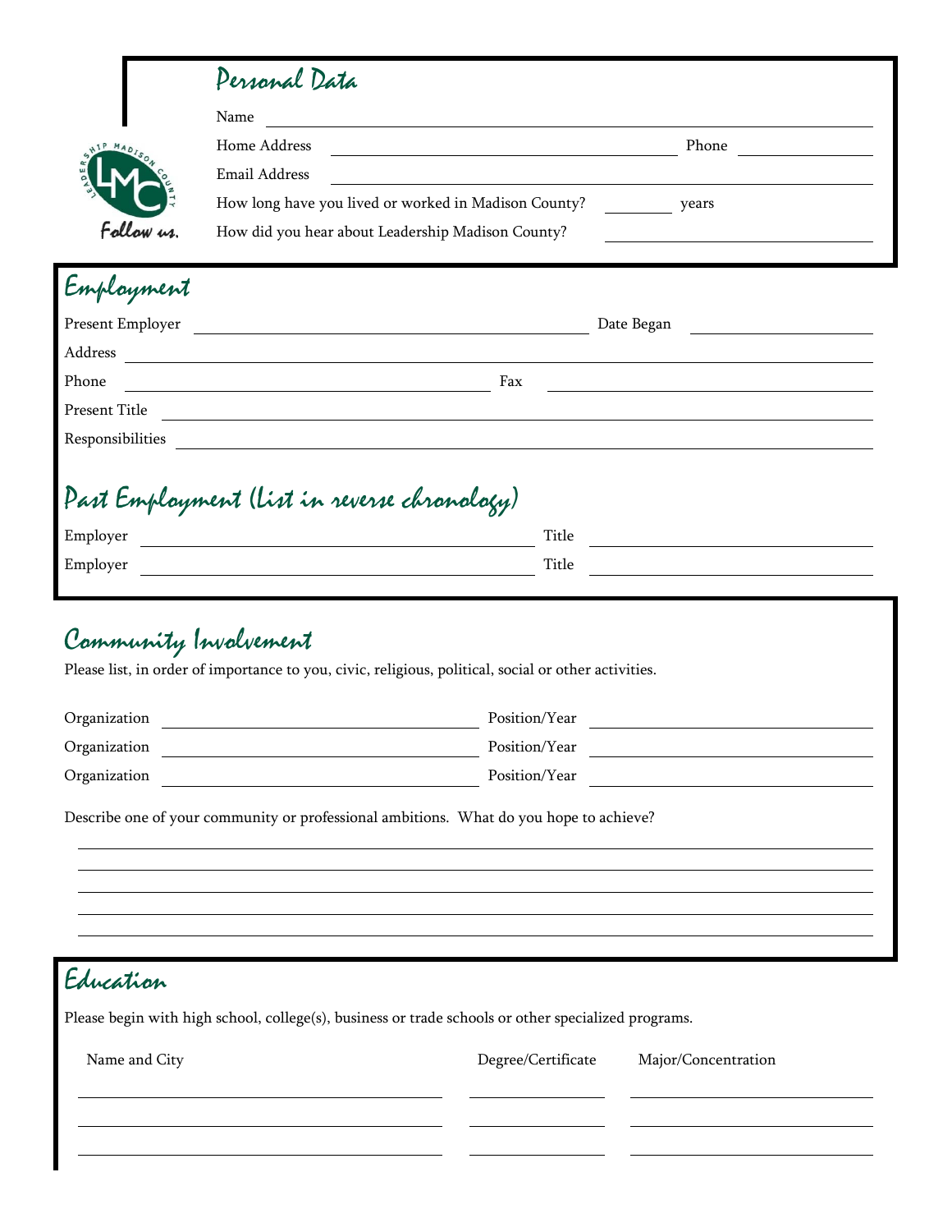## Personal Data

Name ______________________________

Home Address ______________________________ Phone ______________

Email Address ______________________________

How long have you lived or worked in Madison County? ________ years

How did you hear about Leadership Madison County? ______________________________

LEADERSHIP MADISON COUNTY

LMC

Follow us.

## Employment

Present Employer ______________________________ Date Began ______________

Address ______________________________

Phone ______________________________ Fax ______________________________

Present Title ______________________________

Responsibilities ______________________________

## Past Employment (List in reverse chronology)

Employer ______________________________ Title ______________________________

Employer ______________________________ Title ______________________________

## Community Involvement

Please list, in order of importance to you, civic, religious, political, social or other activities.

Organization ______________________________ Position/Year ______________________________

Organization ______________________________ Position/Year ______________________________

Organization ______________________________ Position/Year ______________________________

Describe one of your community or professional ambitions. What do you hope to achieve?

______________________________

______________________________

______________________________

______________________________

______________________________

## Education

Please begin with high school, college(s), business or trade schools or other specialized programs.

| Name and City | Degree/Certificate | Major/Concentration |
| --- | --- | --- |
| | | |
| | | |
| | | |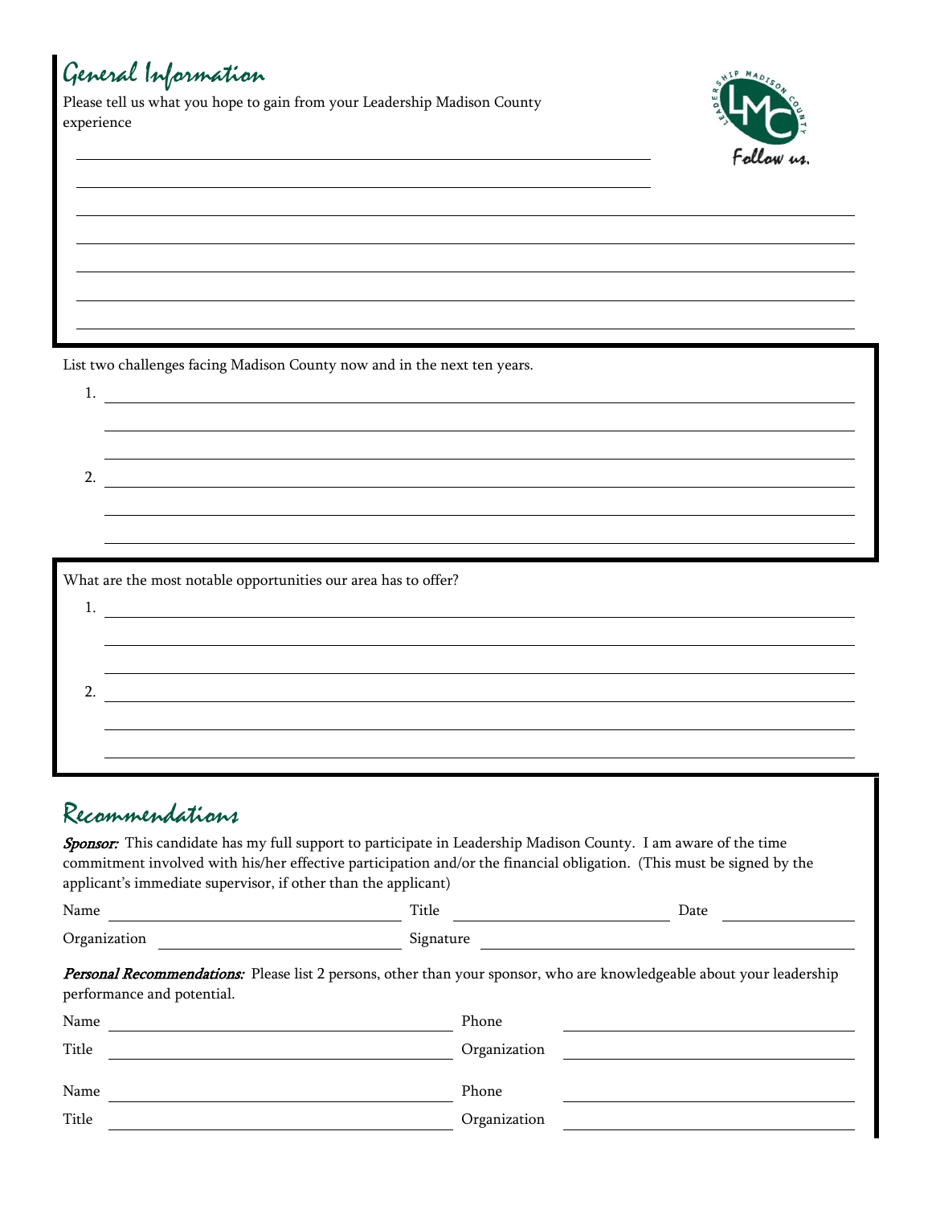## General Information

Please tell us what you hope to gain from your Leadership Madison County experience

List two challenges facing Madison County now and in the next ten years.

1.
2.

What are the most notable opportunities our area has to offer?

1.
2.

## Recommendations

***Sponsor:*** This candidate has my full support to participate in Leadership Madison County. I am aware of the time commitment involved with his/her effective participation and/or the financial obligation. (This must be signed by the applicant's immediate supervisor, if other than the applicant)

Name ______________ Title ______________ Date ______________

Organization ______________ Signature ______________

***Personal Recommendations:*** Please list 2 persons, other than your sponsor, who are knowledgeable about your leadership performance and potential.

Name ______________ Phone ______________

Title ______________ Organization ______________

Name ______________ Phone ______________

Title ______________ Organization ______________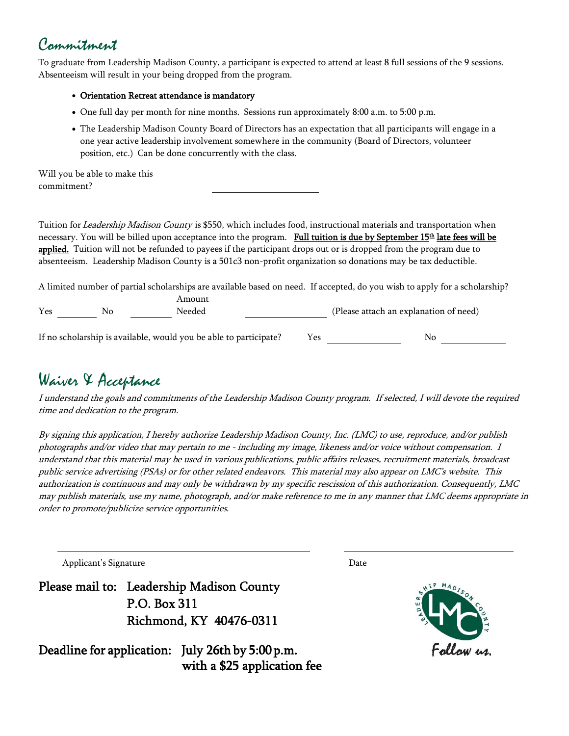## Commitment

To graduate from Leadership Madison County, a participant is expected to attend at least 8 full sessions of the 9 sessions. Absenteeism will result in your being dropped from the program.

- **Orientation Retreat attendance is mandatory**
- One full day per month for nine months. Sessions run approximately 8:00 a.m. to 5:00 p.m.
- The Leadership Madison County Board of Directors has an expectation that all participants will engage in a one year active leadership involvement somewhere in the community (Board of Directors, volunteer position, etc.) Can be done concurrently with the class.

Will you be able to make this commitment? ____________________

Tuition for *Leadership Madison County* is $550, which includes food, instructional materials and transportation when necessary. You will be billed upon acceptance into the program. **Full tuition is due by September 15th late fees will be applied.** Tuition will not be refunded to payees if the participant drops out or is dropped from the program due to absenteeism. Leadership Madison County is a 501c3 non-profit organization so donations may be tax deductible.

A limited number of partial scholarships are available based on need. If accepted, do you wish to apply for a scholarship?

Yes ________ No ________ Amount Needed ______________ (Please attach an explanation of need)

If no scholarship is available, would you be able to participate? Yes ____________ No ____________

## Waiver & Acceptance

*I understand the goals and commitments of the Leadership Madison County program. If selected, I will devote the required time and dedication to the program.*

*By signing this application, I hereby authorize Leadership Madison County, Inc. (LMC) to use, reproduce, and/or publish photographs and/or video that may pertain to me - including my image, likeness and/or voice without compensation. I understand that this material may be used in various publications, public affairs releases, recruitment materials, broadcast public service advertising (PSAs) or for other related endeavors. This material may also appear on LMC's website. This authorization is continuous and may only be withdrawn by my specific rescission of this authorization. Consequently, LMC may publish materials, use my name, photograph, and/or make reference to me in any manner that LMC deems appropriate in order to promote/publicize service opportunities.*

______________________________________________ ______________________________

Applicant's Signature Date

**Please mail to:** Leadership Madison County
P.O. Box 311
Richmond, KY 40476-0311

**Deadline for application:** July 26th by 5:00 p.m. with a $25 application fee

LEADERSHIP MADISON COUNTY
LMC
Follow us.